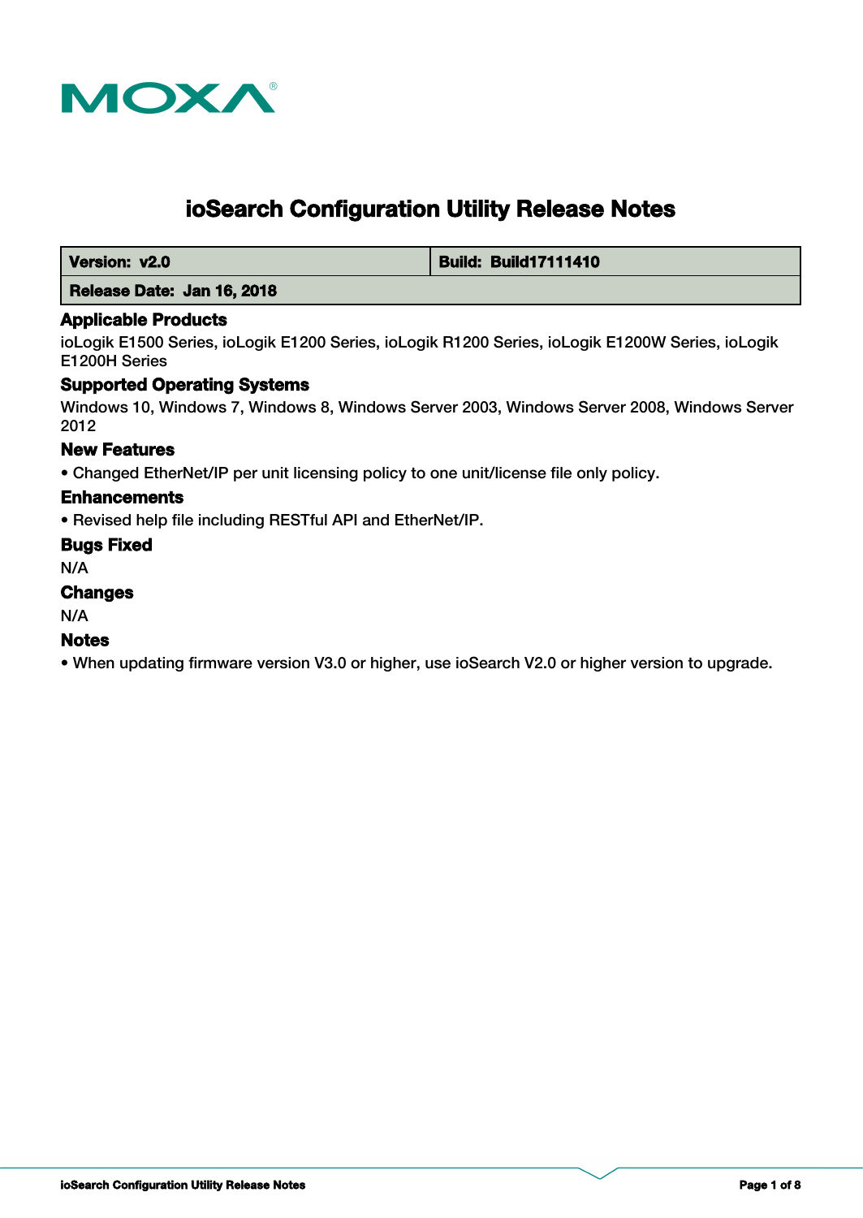# ioSearch Configuration Utility Release Notes

| Version: v2.0 | Build: Build17111410 |
|---|---|
| Release Date: Jan 16, 2018 | |

### Applicable Products

ioLogik E1500 Series, ioLogik E1200 Series, ioLogik R1200 Series, ioLogik E1200W Series, ioLogik E1200H Series

### Supported Operating Systems

Windows 10, Windows 7, Windows 8, Windows Server 2003, Windows Server 2008, Windows Server 2012

### New Features

- Changed EtherNet/IP per unit licensing policy to one unit/license file only policy.

### Enhancements

- Revised help file including RESTful API and EtherNet/IP.

### Bugs Fixed

N/A

### Changes

N/A

### Notes

- When updating firmware version V3.0 or higher, use ioSearch V2.0 or higher version to upgrade.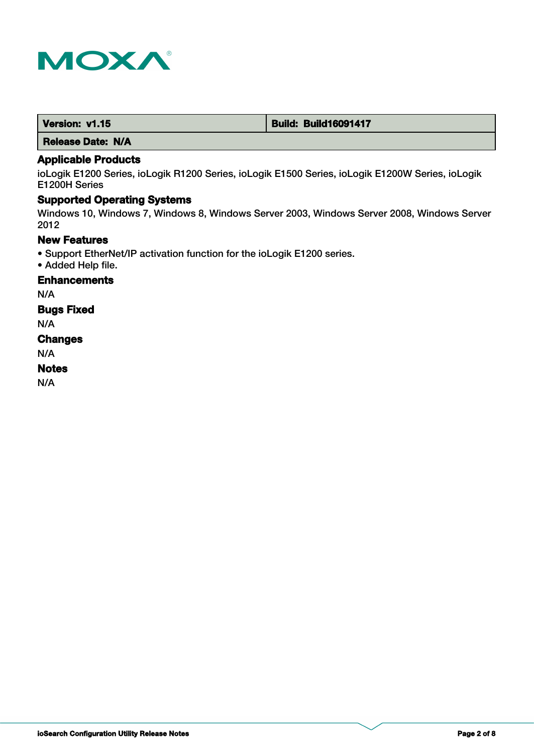| **Version: v1.15** | **Build: Build16091417** |
| --- | --- |
| **Release Date: N/A** | |

## Applicable Products

ioLogik E1200 Series, ioLogik R1200 Series, ioLogik E1500 Series, ioLogik E1200W Series, ioLogik E1200H Series

## Supported Operating Systems

Windows 10, Windows 7, Windows 8, Windows Server 2003, Windows Server 2008, Windows Server 2012

## New Features

- Support EtherNet/IP activation function for the ioLogik E1200 series.
- Added Help file.

## Enhancements

N/A

## Bugs Fixed

N/A

## Changes

N/A

## Notes

N/A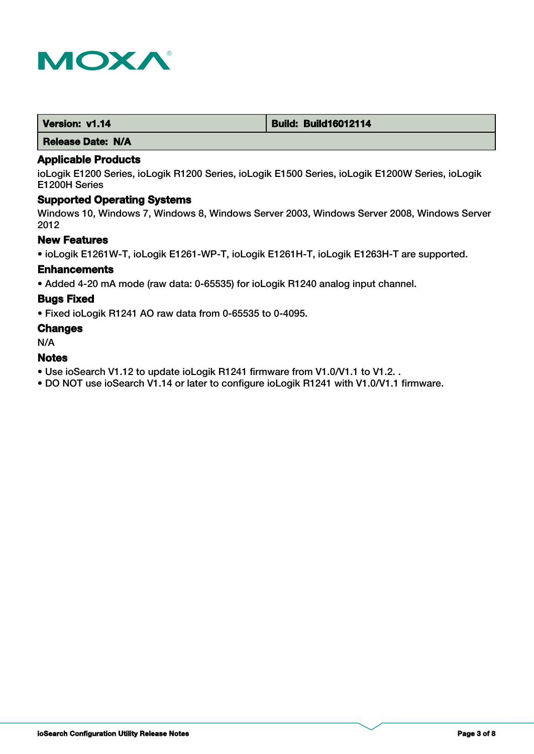| Version: v1.14 | Build: Build16012114 |
| --- | --- |
| Release Date: N/A | |

### Applicable Products

ioLogik E1200 Series, ioLogik R1200 Series, ioLogik E1500 Series, ioLogik E1200W Series, ioLogik E1200H Series

### Supported Operating Systems

Windows 10, Windows 7, Windows 8, Windows Server 2003, Windows Server 2008, Windows Server 2012

### New Features

- ioLogik E1261W-T, ioLogik E1261-WP-T, ioLogik E1261H-T, ioLogik E1263H-T are supported.

### Enhancements

- Added 4-20 mA mode (raw data: 0-65535) for ioLogik R1240 analog input channel.

### Bugs Fixed

- Fixed ioLogik R1241 AO raw data from 0-65535 to 0-4095.

### Changes

N/A

### Notes

- Use ioSearch V1.12 to update ioLogik R1241 firmware from V1.0/V1.1 to V1.2. .
- DO NOT use ioSearch V1.14 or later to configure ioLogik R1241 with V1.0/V1.1 firmware.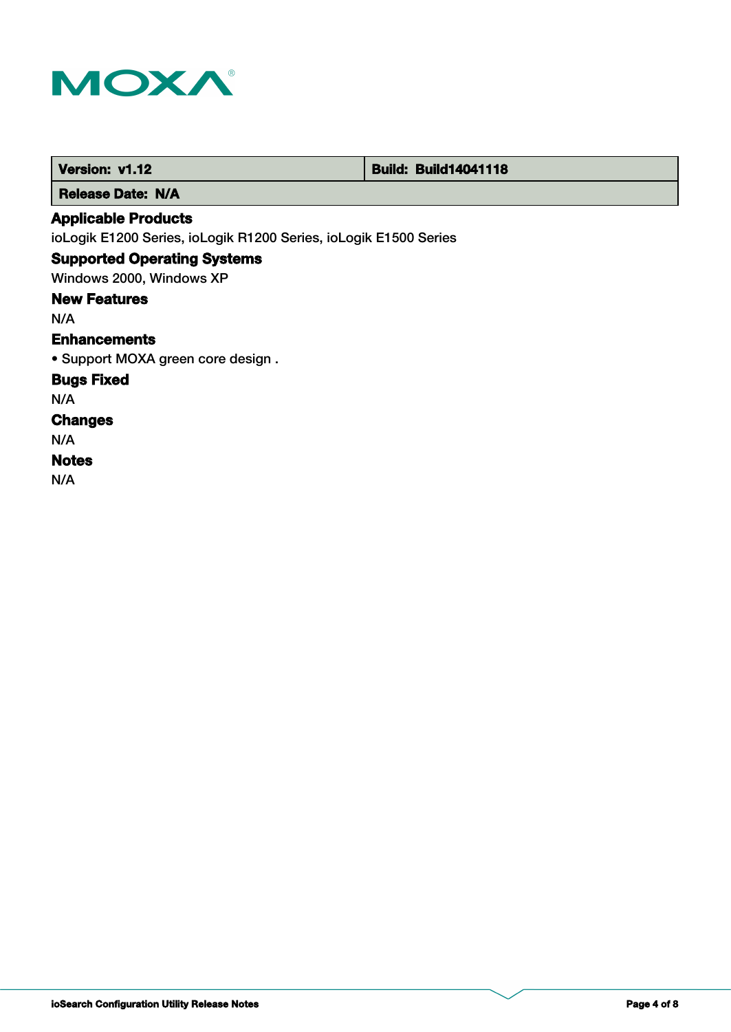| Version: v1.12 | Build: Build14041118 |
| --- | --- |
| Release Date: N/A | |

### Applicable Products

ioLogik E1200 Series, ioLogik R1200 Series, ioLogik E1500 Series

### Supported Operating Systems

Windows 2000, Windows XP

### New Features

N/A

### Enhancements

• Support MOXA green core design .

### Bugs Fixed

N/A

### Changes

N/A

### Notes

N/A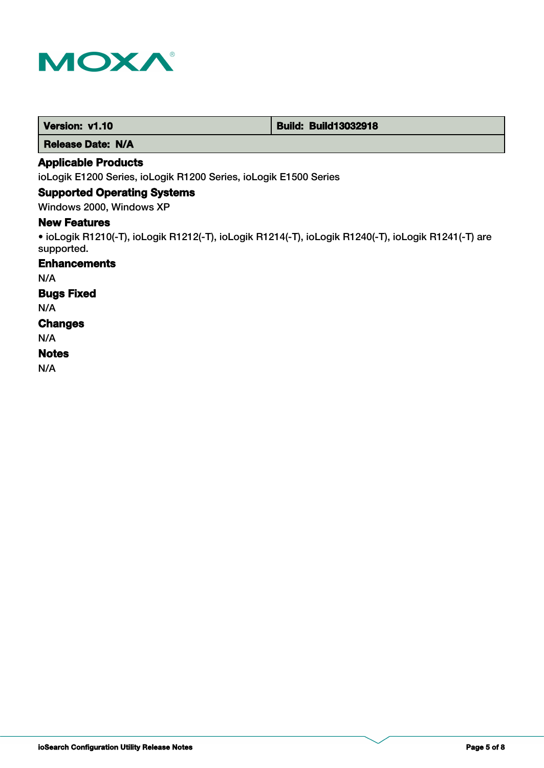| Version: v1.10 | Build: Build13032918 |
| --- | --- |
| Release Date: N/A | |

### Applicable Products

ioLogik E1200 Series, ioLogik R1200 Series, ioLogik E1500 Series

### Supported Operating Systems

Windows 2000, Windows XP

### New Features

• ioLogik R1210(-T), ioLogik R1212(-T), ioLogik R1214(-T), ioLogik R1240(-T), ioLogik R1241(-T) are supported.

### Enhancements

N/A

### Bugs Fixed

N/A

### Changes

N/A

### Notes

N/A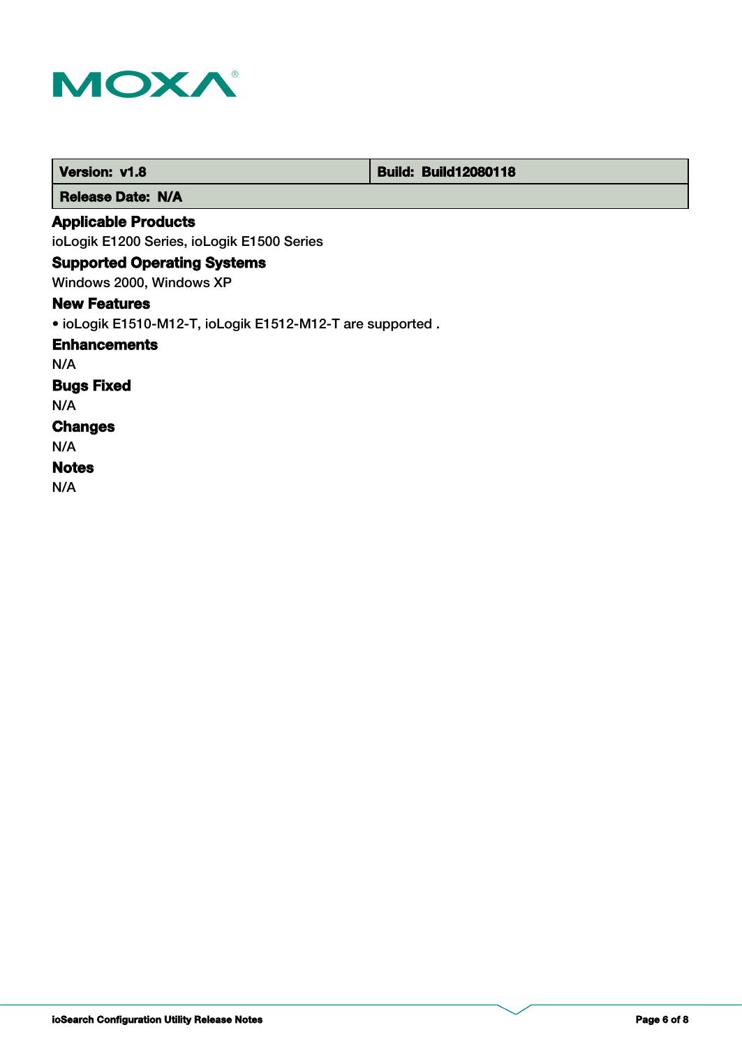| Version: v1.8 | Build: Build12080118 |
| --- | --- |
| Release Date: N/A | |

### Applicable Products

ioLogik E1200 Series, ioLogik E1500 Series

### Supported Operating Systems

Windows 2000, Windows XP

### New Features

• ioLogik E1510-M12-T, ioLogik E1512-M12-T are supported .

### Enhancements

N/A

### Bugs Fixed

N/A

### Changes

N/A

### Notes

N/A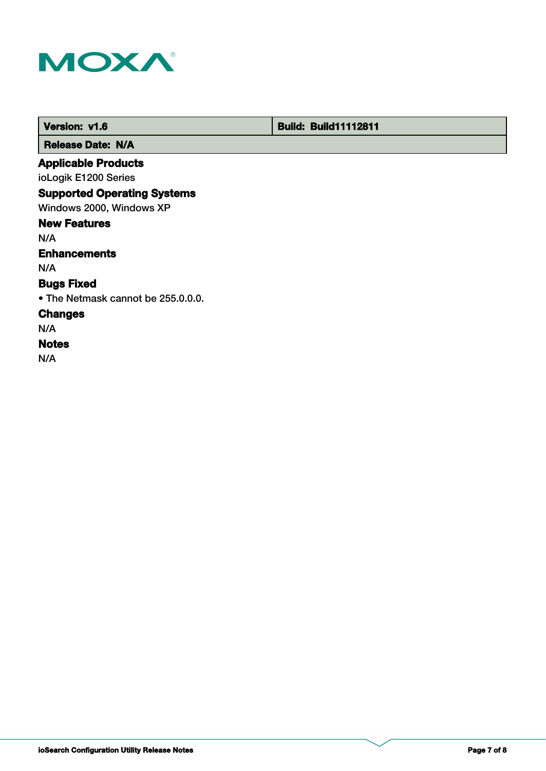| Version: v1.6 | Build: Build11112811 |
| --- | --- |
| Release Date: N/A | |

### Applicable Products

ioLogik E1200 Series

### Supported Operating Systems

Windows 2000, Windows XP

### New Features

N/A

### Enhancements

N/A

### Bugs Fixed

- The Netmask cannot be 255.0.0.0.

### Changes

N/A

### Notes

N/A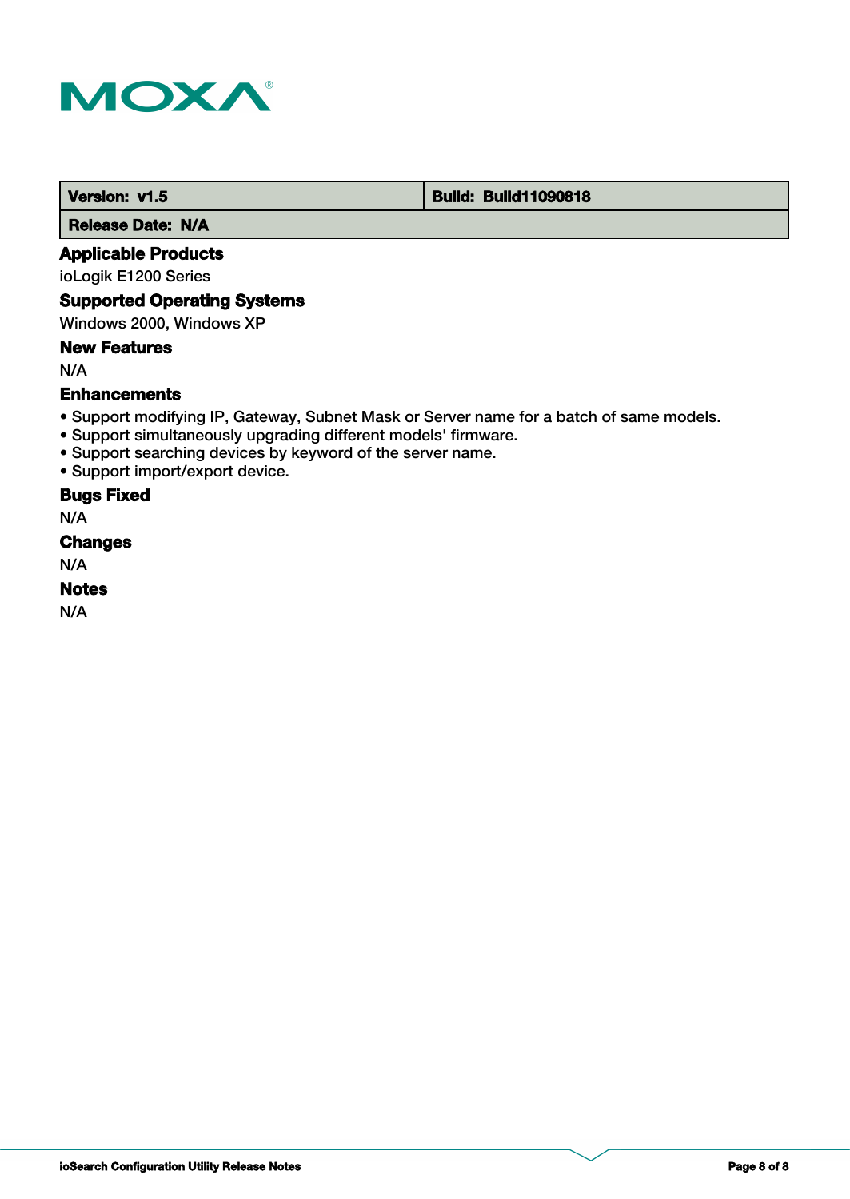| Version: v1.5 | Build: Build11090818 |
| --- | --- |
| Release Date: N/A | |

### Applicable Products

ioLogik E1200 Series

### Supported Operating Systems

Windows 2000, Windows XP

### New Features

N/A

### Enhancements

- Support modifying IP, Gateway, Subnet Mask or Server name for a batch of same models.
- Support simultaneously upgrading different models' firmware.
- Support searching devices by keyword of the server name.
- Support import/export device.

### Bugs Fixed

N/A

### Changes

N/A

### Notes

N/A